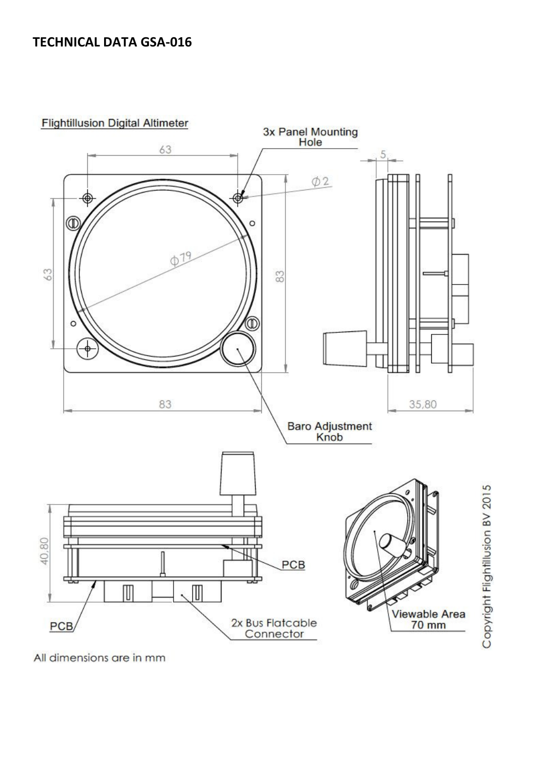# TECHNICAL DATA GSA-016

Flightillusion Digital Altimeter

3x Panel Mounting Hole

63

5

Ø2

Ø79

63

83

83

35,80

Baro Adjustment Knob

40,80

PCB

PCB

2x Bus Flatcable Connector

Viewable Area 70 mm

Copyright Flightillusion BV 2015

All dimensions are in mm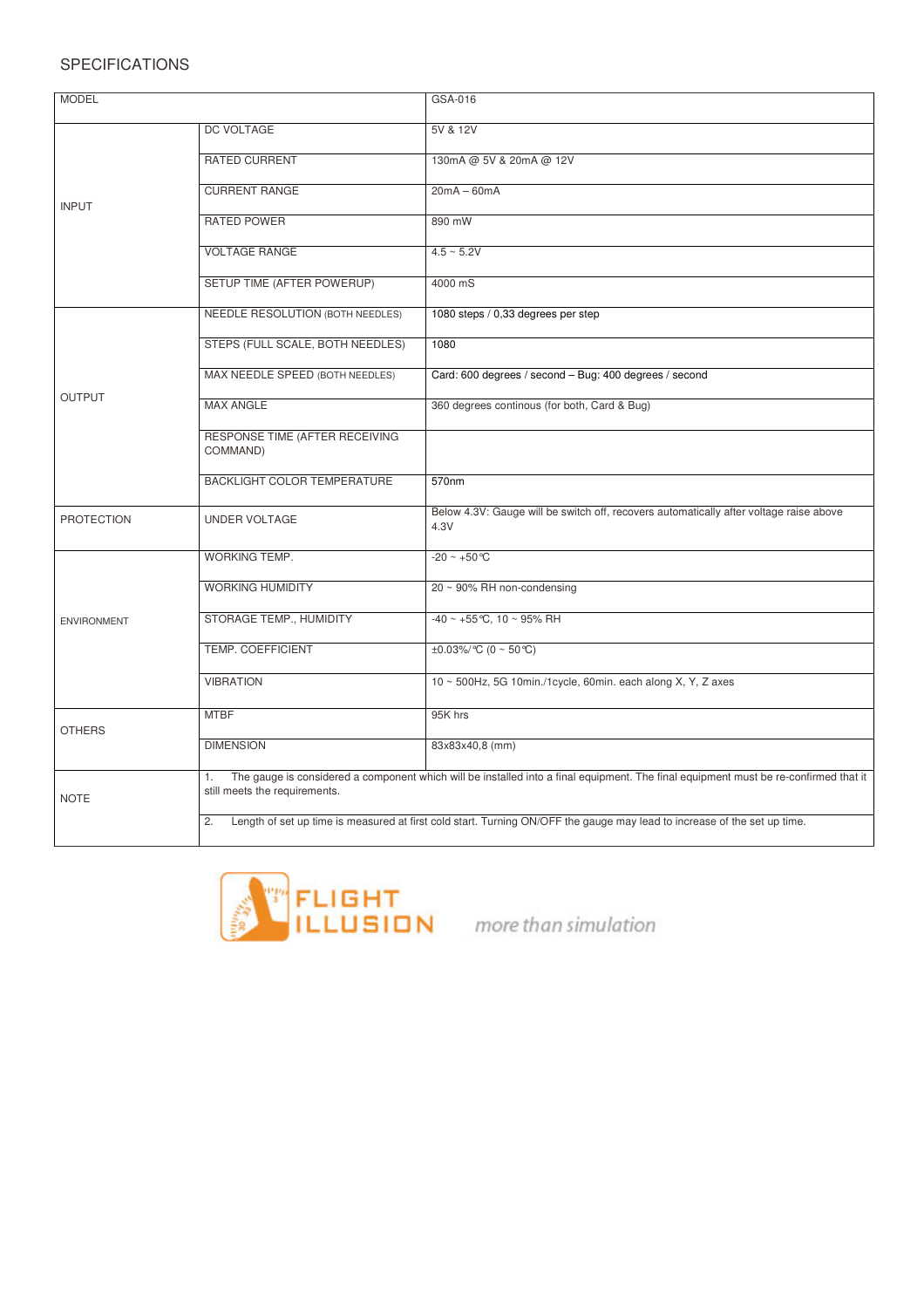## SPECIFICATIONS

| | | |
|---|---|---|
| MODEL | | GSA-016 |
| INPUT | DC VOLTAGE | 5V & 12V |
| | RATED CURRENT | 130mA @ 5V & 20mA @ 12V |
| | CURRENT RANGE | 20mA – 60mA |
| | RATED POWER | 890 mW |
| | VOLTAGE RANGE | 4.5 ~ 5.2V |
| | SETUP TIME (AFTER POWERUP) | 4000 mS |
| OUTPUT | NEEDLE RESOLUTION (BOTH NEEDLES) | 1080 steps / 0,33 degrees per step |
| | STEPS (FULL SCALE, BOTH NEEDLES) | 1080 |
| | MAX NEEDLE SPEED (BOTH NEEDLES) | Card: 600 degrees / second – Bug: 400 degrees / second |
| | MAX ANGLE | 360 degrees continous (for both, Card & Bug) |
| | RESPONSE TIME (AFTER RECEIVING COMMAND) | |
| | BACKLIGHT COLOR TEMPERATURE | 570nm |
| PROTECTION | UNDER VOLTAGE | Below 4.3V: Gauge will be switch off, recovers automatically after voltage raise above 4.3V |
| ENVIRONMENT | WORKING TEMP. | -20 ~ +50℃ |
| | WORKING HUMIDITY | 20 ~ 90% RH non-condensing |
| | STORAGE TEMP., HUMIDITY | -40 ~ +55℃, 10 ~ 95% RH |
| | TEMP. COEFFICIENT | ±0.03%/℃ (0 ~ 50℃) |
| | VIBRATION | 10 ~ 500Hz, 5G 10min./1cycle, 60min. each along X, Y, Z axes |
| OTHERS | MTBF | 95K hrs |
| | DIMENSION | 83x83x40,8 (mm) |
| NOTE | 1. The gauge is considered a component which will be installed into a final equipment. The final equipment must be re-confirmed that it still meets the requirements. | |
| | 2. Length of set up time is measured at first cold start. Turning ON/OFF the gauge may lead to increase of the set up time. | |

FLIGHT ILLUSION *more than simulation*